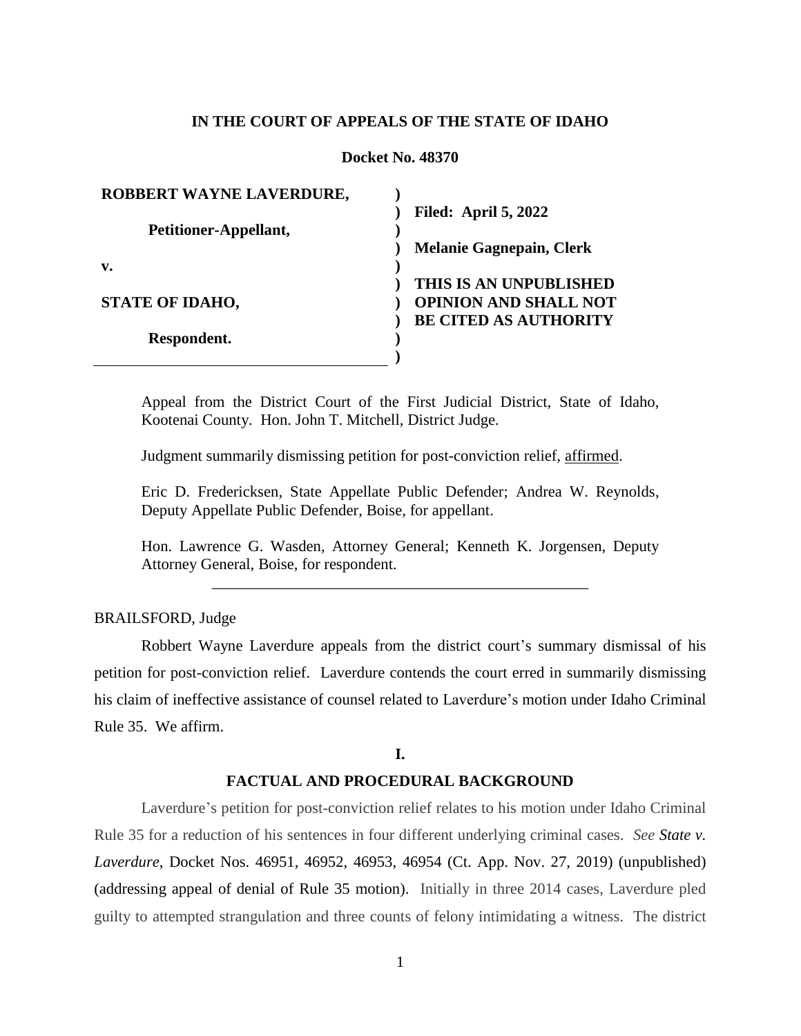**IN THE COURT OF APPEALS OF THE STATE OF IDAHO**

**Docket No. 48370**

| | |
|---|---|
| **ROBBERT WAYNE LAVERDURE,** | **Filed: April 5, 2022** |
| **Petitioner-Appellant,** | **Melanie Gagnepain, Clerk** |
| **v.** | |
| **STATE OF IDAHO,** | **THIS IS AN UNPUBLISHED OPINION AND SHALL NOT BE CITED AS AUTHORITY** |
| **Respondent.** | |

Appeal from the District Court of the First Judicial District, State of Idaho, Kootenai County. Hon. John T. Mitchell, District Judge.

Judgment summarily dismissing petition for post-conviction relief, affirmed.

Eric D. Fredericksen, State Appellate Public Defender; Andrea W. Reynolds, Deputy Appellate Public Defender, Boise, for appellant.

Hon. Lawrence G. Wasden, Attorney General; Kenneth K. Jorgensen, Deputy Attorney General, Boise, for respondent.

---

BRAILSFORD, Judge

Robbert Wayne Laverdure appeals from the district court's summary dismissal of his petition for post-conviction relief. Laverdure contends the court erred in summarily dismissing his claim of ineffective assistance of counsel related to Laverdure's motion under Idaho Criminal Rule 35. We affirm.

## I.

## FACTUAL AND PROCEDURAL BACKGROUND

Laverdure's petition for post-conviction relief relates to his motion under Idaho Criminal Rule 35 for a reduction of his sentences in four different underlying criminal cases. *See* ***State v. Laverdure***, Docket Nos. 46951, 46952, 46953, 46954 (Ct. App. Nov. 27, 2019) (unpublished) (addressing appeal of denial of Rule 35 motion). Initially in three 2014 cases, Laverdure pled guilty to attempted strangulation and three counts of felony intimidating a witness. The district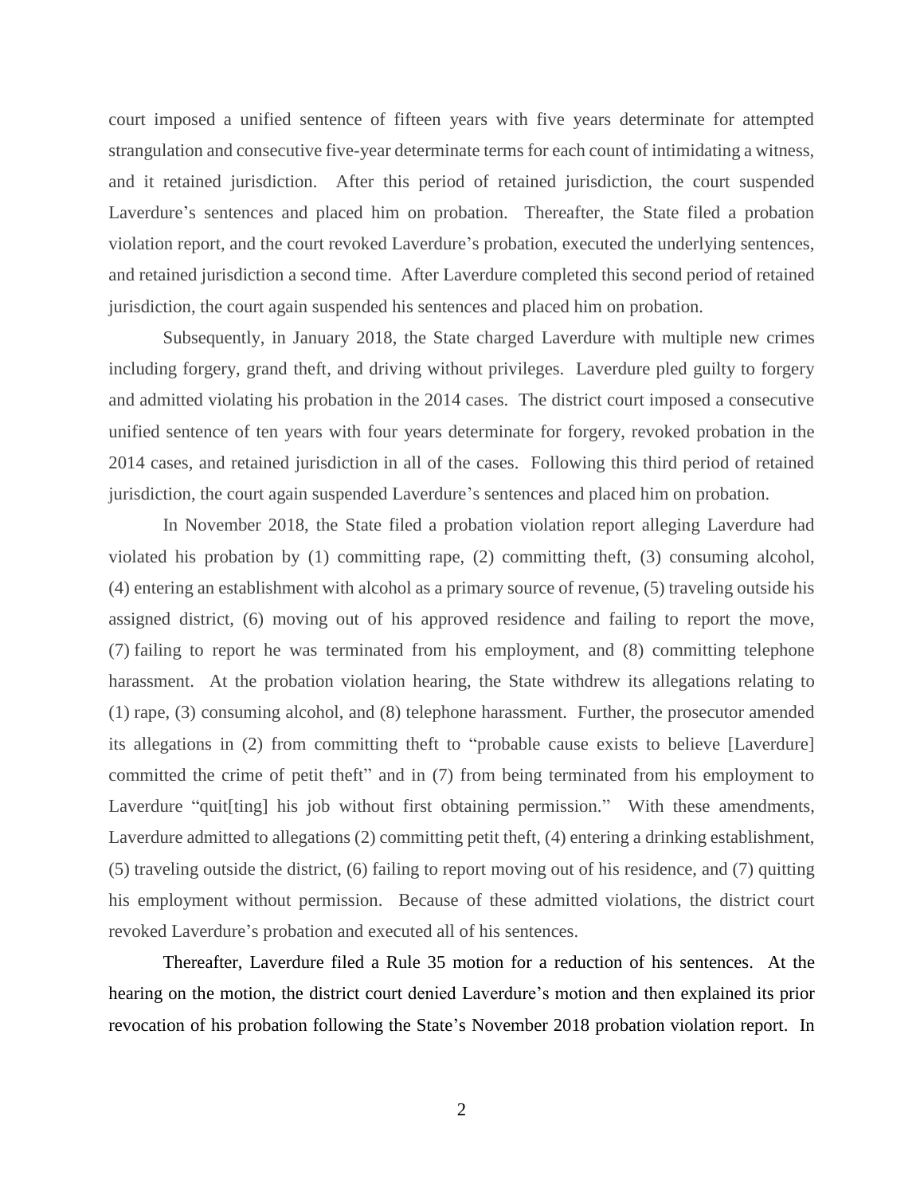court imposed a unified sentence of fifteen years with five years determinate for attempted strangulation and consecutive five-year determinate terms for each count of intimidating a witness, and it retained jurisdiction. After this period of retained jurisdiction, the court suspended Laverdure's sentences and placed him on probation. Thereafter, the State filed a probation violation report, and the court revoked Laverdure's probation, executed the underlying sentences, and retained jurisdiction a second time. After Laverdure completed this second period of retained jurisdiction, the court again suspended his sentences and placed him on probation.

Subsequently, in January 2018, the State charged Laverdure with multiple new crimes including forgery, grand theft, and driving without privileges. Laverdure pled guilty to forgery and admitted violating his probation in the 2014 cases. The district court imposed a consecutive unified sentence of ten years with four years determinate for forgery, revoked probation in the 2014 cases, and retained jurisdiction in all of the cases. Following this third period of retained jurisdiction, the court again suspended Laverdure's sentences and placed him on probation.

In November 2018, the State filed a probation violation report alleging Laverdure had violated his probation by (1) committing rape, (2) committing theft, (3) consuming alcohol, (4) entering an establishment with alcohol as a primary source of revenue, (5) traveling outside his assigned district, (6) moving out of his approved residence and failing to report the move, (7) failing to report he was terminated from his employment, and (8) committing telephone harassment. At the probation violation hearing, the State withdrew its allegations relating to (1) rape, (3) consuming alcohol, and (8) telephone harassment. Further, the prosecutor amended its allegations in (2) from committing theft to "probable cause exists to believe [Laverdure] committed the crime of petit theft" and in (7) from being terminated from his employment to Laverdure "quit[ting] his job without first obtaining permission." With these amendments, Laverdure admitted to allegations (2) committing petit theft, (4) entering a drinking establishment, (5) traveling outside the district, (6) failing to report moving out of his residence, and (7) quitting his employment without permission. Because of these admitted violations, the district court revoked Laverdure's probation and executed all of his sentences.

Thereafter, Laverdure filed a Rule 35 motion for a reduction of his sentences. At the hearing on the motion, the district court denied Laverdure's motion and then explained its prior revocation of his probation following the State's November 2018 probation violation report. In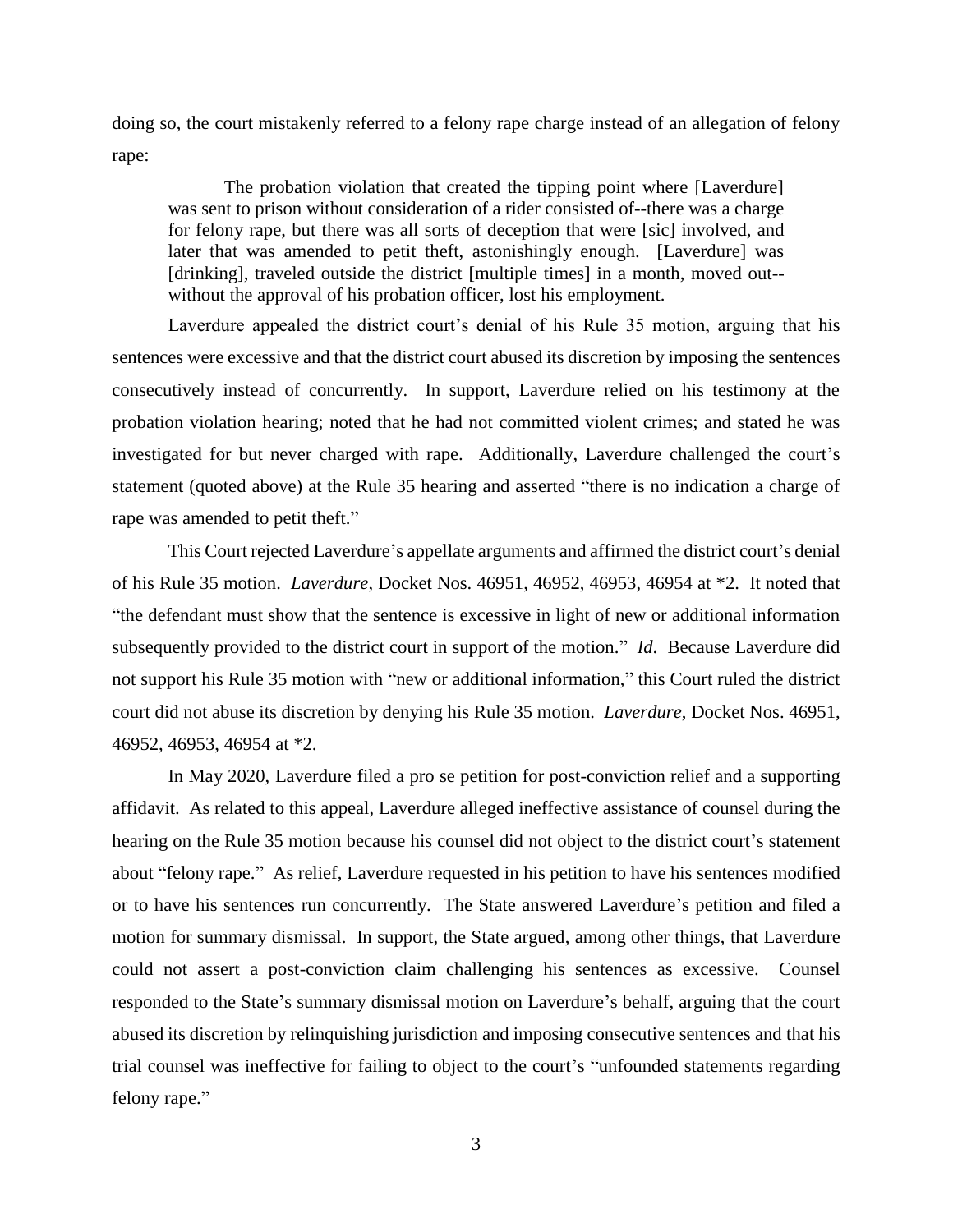doing so, the court mistakenly referred to a felony rape charge instead of an allegation of felony rape:

> The probation violation that created the tipping point where [Laverdure] was sent to prison without consideration of a rider consisted of--there was a charge for felony rape, but there was all sorts of deception that were [sic] involved, and later that was amended to petit theft, astonishingly enough. [Laverdure] was [drinking], traveled outside the district [multiple times] in a month, moved out--without the approval of his probation officer, lost his employment.

Laverdure appealed the district court's denial of his Rule 35 motion, arguing that his sentences were excessive and that the district court abused its discretion by imposing the sentences consecutively instead of concurrently. In support, Laverdure relied on his testimony at the probation violation hearing; noted that he had not committed violent crimes; and stated he was investigated for but never charged with rape. Additionally, Laverdure challenged the court's statement (quoted above) at the Rule 35 hearing and asserted "there is no indication a charge of rape was amended to petit theft."

This Court rejected Laverdure's appellate arguments and affirmed the district court's denial of his Rule 35 motion. *Laverdure*, Docket Nos. 46951, 46952, 46953, 46954 at *2. It noted that "the defendant must show that the sentence is excessive in light of new or additional information subsequently provided to the district court in support of the motion." *Id*. Because Laverdure did not support his Rule 35 motion with "new or additional information," this Court ruled the district court did not abuse its discretion by denying his Rule 35 motion. *Laverdure*, Docket Nos. 46951, 46952, 46953, 46954 at *2.

In May 2020, Laverdure filed a pro se petition for post-conviction relief and a supporting affidavit. As related to this appeal, Laverdure alleged ineffective assistance of counsel during the hearing on the Rule 35 motion because his counsel did not object to the district court's statement about "felony rape." As relief, Laverdure requested in his petition to have his sentences modified or to have his sentences run concurrently. The State answered Laverdure's petition and filed a motion for summary dismissal. In support, the State argued, among other things, that Laverdure could not assert a post-conviction claim challenging his sentences as excessive. Counsel responded to the State's summary dismissal motion on Laverdure's behalf, arguing that the court abused its discretion by relinquishing jurisdiction and imposing consecutive sentences and that his trial counsel was ineffective for failing to object to the court's "unfounded statements regarding felony rape."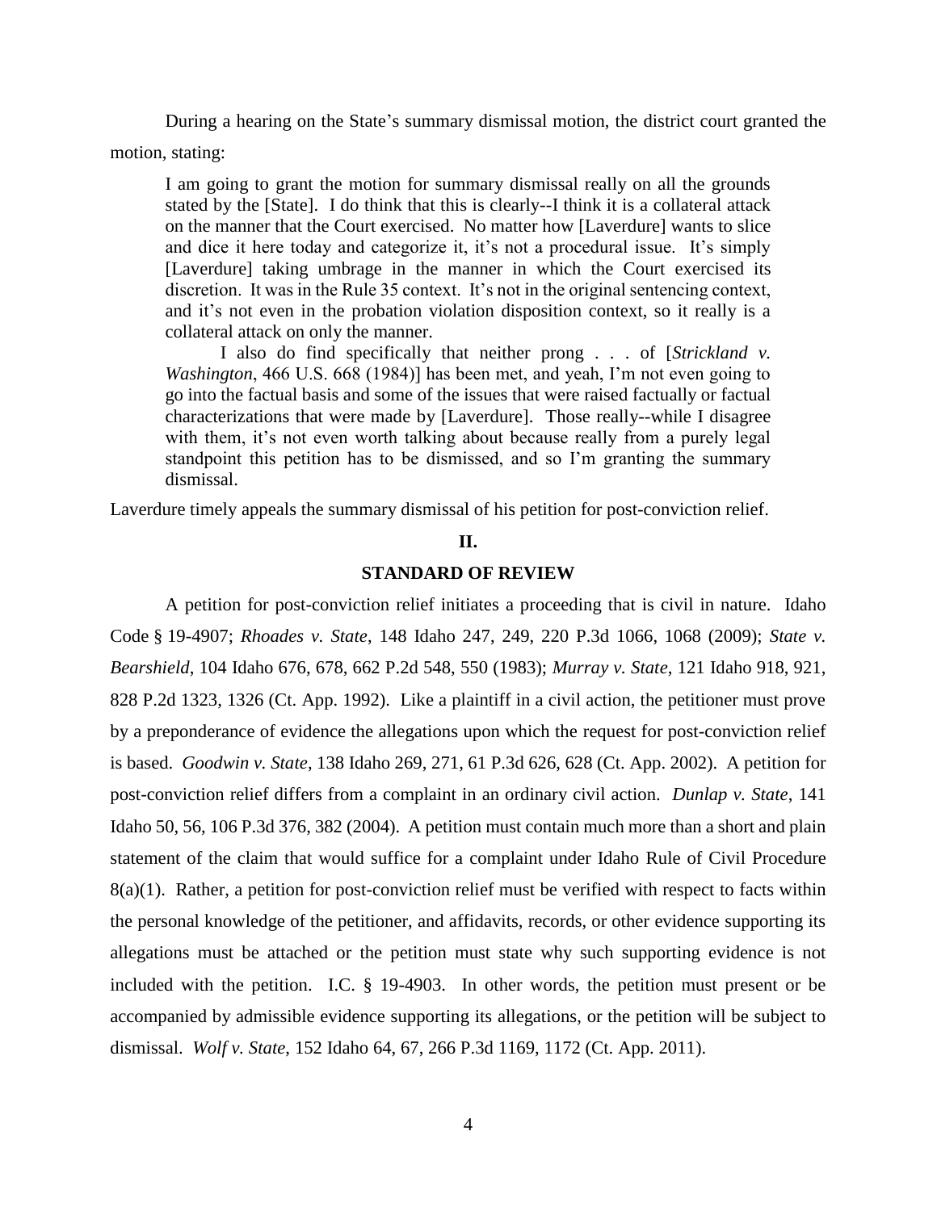During a hearing on the State's summary dismissal motion, the district court granted the motion, stating:

> I am going to grant the motion for summary dismissal really on all the grounds stated by the [State]. I do think that this is clearly--I think it is a collateral attack on the manner that the Court exercised. No matter how [Laverdure] wants to slice and dice it here today and categorize it, it's not a procedural issue. It's simply [Laverdure] taking umbrage in the manner in which the Court exercised its discretion. It was in the Rule 35 context. It's not in the original sentencing context, and it's not even in the probation violation disposition context, so it really is a collateral attack on only the manner.
>
> I also do find specifically that neither prong . . . of [*Strickland v. Washington*, 466 U.S. 668 (1984)] has been met, and yeah, I'm not even going to go into the factual basis and some of the issues that were raised factually or factual characterizations that were made by [Laverdure]. Those really--while I disagree with them, it's not even worth talking about because really from a purely legal standpoint this petition has to be dismissed, and so I'm granting the summary dismissal.

Laverdure timely appeals the summary dismissal of his petition for post-conviction relief.

## II.

## STANDARD OF REVIEW

A petition for post-conviction relief initiates a proceeding that is civil in nature. Idaho Code § 19-4907; *Rhoades v. State*, 148 Idaho 247, 249, 220 P.3d 1066, 1068 (2009); *State v. Bearshield*, 104 Idaho 676, 678, 662 P.2d 548, 550 (1983); *Murray v. State*, 121 Idaho 918, 921, 828 P.2d 1323, 1326 (Ct. App. 1992). Like a plaintiff in a civil action, the petitioner must prove by a preponderance of evidence the allegations upon which the request for post-conviction relief is based. *Goodwin v. State*, 138 Idaho 269, 271, 61 P.3d 626, 628 (Ct. App. 2002). A petition for post-conviction relief differs from a complaint in an ordinary civil action. *Dunlap v. State*, 141 Idaho 50, 56, 106 P.3d 376, 382 (2004). A petition must contain much more than a short and plain statement of the claim that would suffice for a complaint under Idaho Rule of Civil Procedure 8(a)(1). Rather, a petition for post-conviction relief must be verified with respect to facts within the personal knowledge of the petitioner, and affidavits, records, or other evidence supporting its allegations must be attached or the petition must state why such supporting evidence is not included with the petition. I.C. § 19-4903. In other words, the petition must present or be accompanied by admissible evidence supporting its allegations, or the petition will be subject to dismissal. *Wolf v. State*, 152 Idaho 64, 67, 266 P.3d 1169, 1172 (Ct. App. 2011).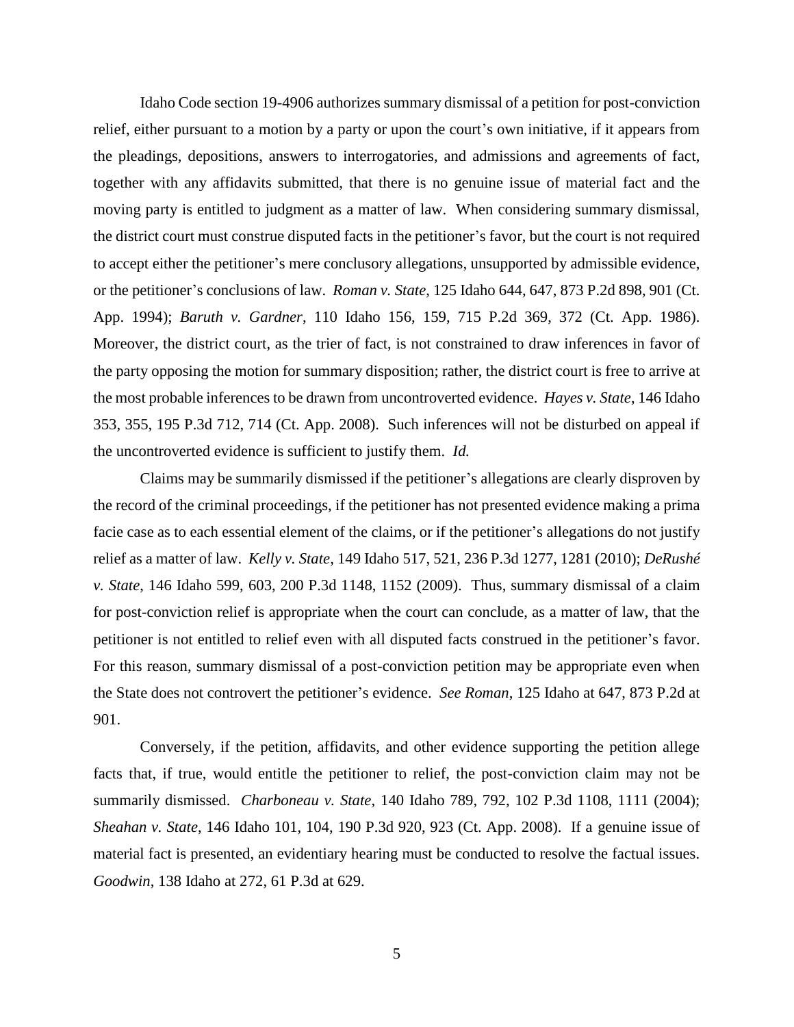Idaho Code section 19-4906 authorizes summary dismissal of a petition for post-conviction relief, either pursuant to a motion by a party or upon the court's own initiative, if it appears from the pleadings, depositions, answers to interrogatories, and admissions and agreements of fact, together with any affidavits submitted, that there is no genuine issue of material fact and the moving party is entitled to judgment as a matter of law. When considering summary dismissal, the district court must construe disputed facts in the petitioner's favor, but the court is not required to accept either the petitioner's mere conclusory allegations, unsupported by admissible evidence, or the petitioner's conclusions of law. *Roman v. State*, 125 Idaho 644, 647, 873 P.2d 898, 901 (Ct. App. 1994); *Baruth v. Gardner*, 110 Idaho 156, 159, 715 P.2d 369, 372 (Ct. App. 1986). Moreover, the district court, as the trier of fact, is not constrained to draw inferences in favor of the party opposing the motion for summary disposition; rather, the district court is free to arrive at the most probable inferences to be drawn from uncontroverted evidence. *Hayes v. State*, 146 Idaho 353, 355, 195 P.3d 712, 714 (Ct. App. 2008). Such inferences will not be disturbed on appeal if the uncontroverted evidence is sufficient to justify them. *Id.*

Claims may be summarily dismissed if the petitioner's allegations are clearly disproven by the record of the criminal proceedings, if the petitioner has not presented evidence making a prima facie case as to each essential element of the claims, or if the petitioner's allegations do not justify relief as a matter of law. *Kelly v. State*, 149 Idaho 517, 521, 236 P.3d 1277, 1281 (2010); *DeRushé v. State*, 146 Idaho 599, 603, 200 P.3d 1148, 1152 (2009). Thus, summary dismissal of a claim for post-conviction relief is appropriate when the court can conclude, as a matter of law, that the petitioner is not entitled to relief even with all disputed facts construed in the petitioner's favor. For this reason, summary dismissal of a post-conviction petition may be appropriate even when the State does not controvert the petitioner's evidence. *See Roman*, 125 Idaho at 647, 873 P.2d at 901.

Conversely, if the petition, affidavits, and other evidence supporting the petition allege facts that, if true, would entitle the petitioner to relief, the post-conviction claim may not be summarily dismissed. *Charboneau v. State*, 140 Idaho 789, 792, 102 P.3d 1108, 1111 (2004); *Sheahan v. State*, 146 Idaho 101, 104, 190 P.3d 920, 923 (Ct. App. 2008). If a genuine issue of material fact is presented, an evidentiary hearing must be conducted to resolve the factual issues. *Goodwin*, 138 Idaho at 272, 61 P.3d at 629.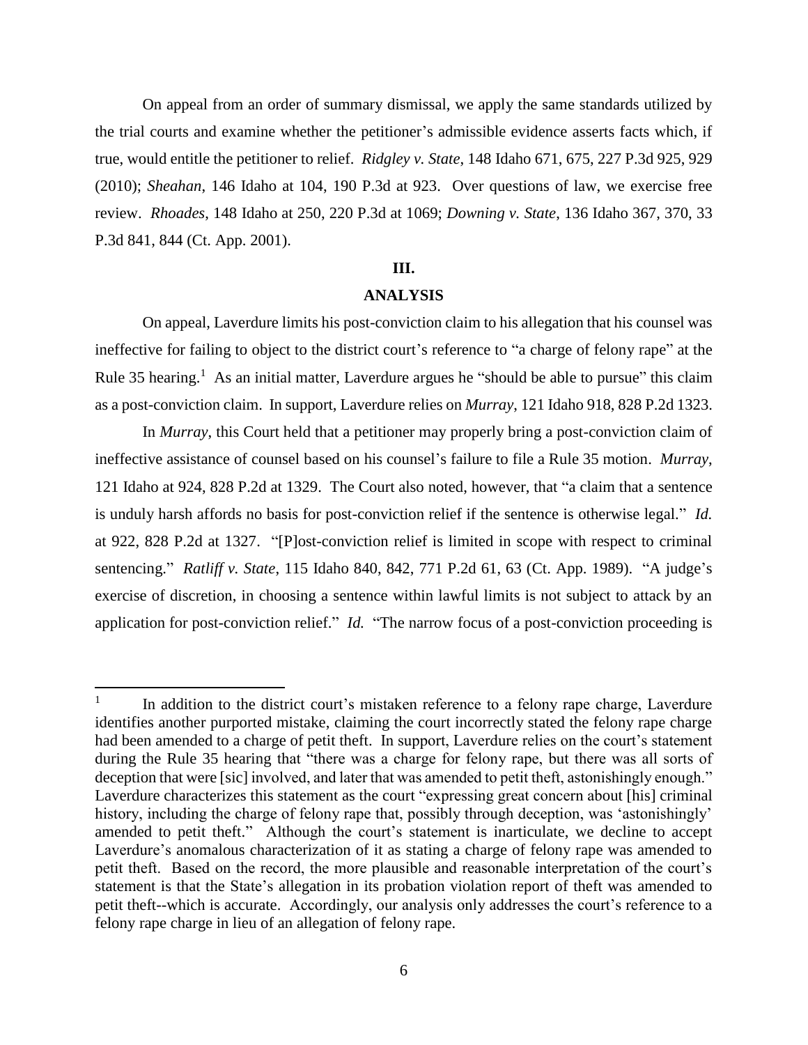On appeal from an order of summary dismissal, we apply the same standards utilized by the trial courts and examine whether the petitioner's admissible evidence asserts facts which, if true, would entitle the petitioner to relief. *Ridgley v. State*, 148 Idaho 671, 675, 227 P.3d 925, 929 (2010); *Sheahan*, 146 Idaho at 104, 190 P.3d at 923. Over questions of law, we exercise free review. *Rhoades*, 148 Idaho at 250, 220 P.3d at 1069; *Downing v. State*, 136 Idaho 367, 370, 33 P.3d 841, 844 (Ct. App. 2001).

## III.

## ANALYSIS

On appeal, Laverdure limits his post-conviction claim to his allegation that his counsel was ineffective for failing to object to the district court's reference to "a charge of felony rape" at the Rule 35 hearing.[1] As an initial matter, Laverdure argues he "should be able to pursue" this claim as a post-conviction claim. In support, Laverdure relies on *Murray*, 121 Idaho 918, 828 P.2d 1323.

In *Murray*, this Court held that a petitioner may properly bring a post-conviction claim of ineffective assistance of counsel based on his counsel's failure to file a Rule 35 motion. *Murray*, 121 Idaho at 924, 828 P.2d at 1329. The Court also noted, however, that "a claim that a sentence is unduly harsh affords no basis for post-conviction relief if the sentence is otherwise legal." *Id.* at 922, 828 P.2d at 1327. "[P]ost-conviction relief is limited in scope with respect to criminal sentencing." *Ratliff v. State*, 115 Idaho 840, 842, 771 P.2d 61, 63 (Ct. App. 1989). "A judge's exercise of discretion, in choosing a sentence within lawful limits is not subject to attack by an application for post-conviction relief." *Id.* "The narrow focus of a post-conviction proceeding is

---

[1] In addition to the district court's mistaken reference to a felony rape charge, Laverdure identifies another purported mistake, claiming the court incorrectly stated the felony rape charge had been amended to a charge of petit theft. In support, Laverdure relies on the court's statement during the Rule 35 hearing that "there was a charge for felony rape, but there was all sorts of deception that were [sic] involved, and later that was amended to petit theft, astonishingly enough." Laverdure characterizes this statement as the court "expressing great concern about [his] criminal history, including the charge of felony rape that, possibly through deception, was 'astonishingly' amended to petit theft." Although the court's statement is inarticulate, we decline to accept Laverdure's anomalous characterization of it as stating a charge of felony rape was amended to petit theft. Based on the record, the more plausible and reasonable interpretation of the court's statement is that the State's allegation in its probation violation report of theft was amended to petit theft--which is accurate. Accordingly, our analysis only addresses the court's reference to a felony rape charge in lieu of an allegation of felony rape.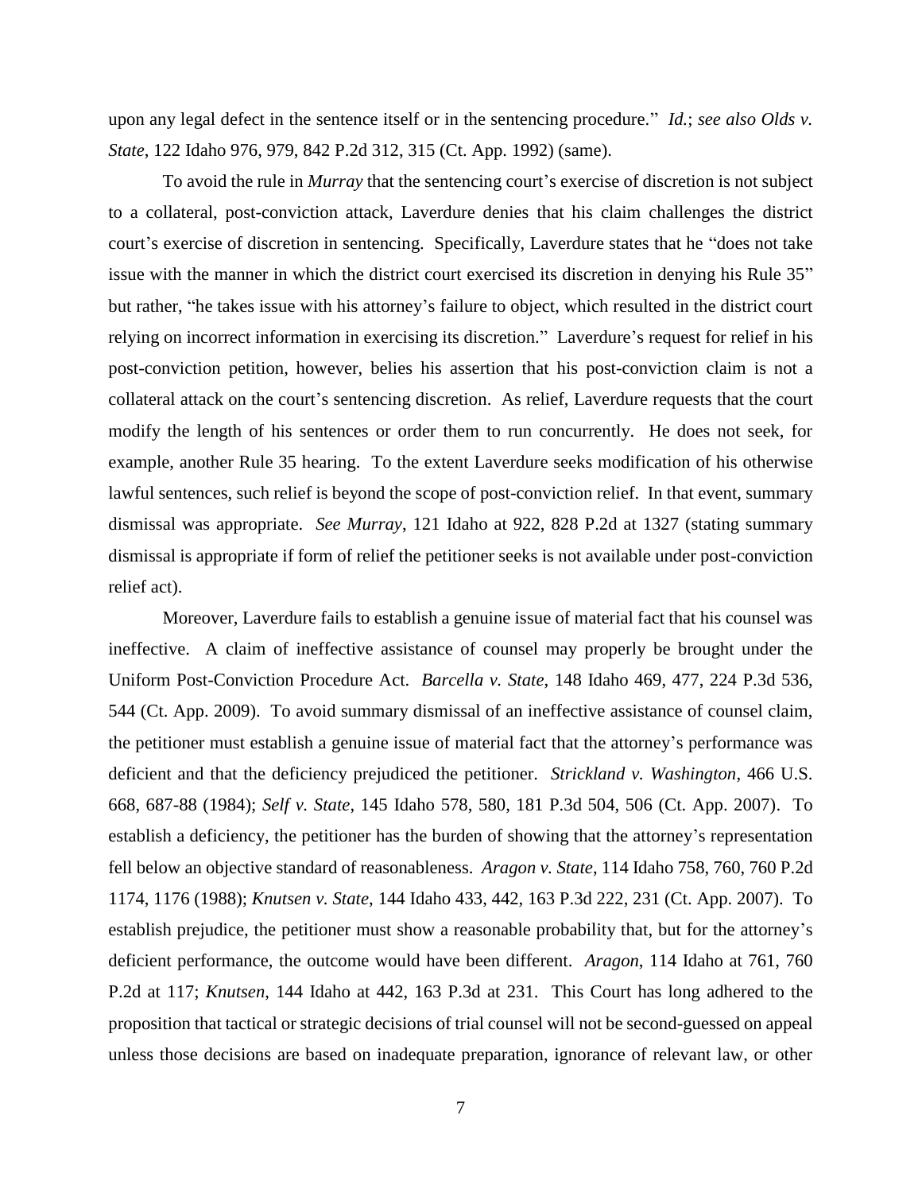upon any legal defect in the sentence itself or in the sentencing procedure." *Id.*; *see also Olds v. State*, 122 Idaho 976, 979, 842 P.2d 312, 315 (Ct. App. 1992) (same).

To avoid the rule in *Murray* that the sentencing court's exercise of discretion is not subject to a collateral, post-conviction attack, Laverdure denies that his claim challenges the district court's exercise of discretion in sentencing. Specifically, Laverdure states that he "does not take issue with the manner in which the district court exercised its discretion in denying his Rule 35" but rather, "he takes issue with his attorney's failure to object, which resulted in the district court relying on incorrect information in exercising its discretion." Laverdure's request for relief in his post-conviction petition, however, belies his assertion that his post-conviction claim is not a collateral attack on the court's sentencing discretion. As relief, Laverdure requests that the court modify the length of his sentences or order them to run concurrently. He does not seek, for example, another Rule 35 hearing. To the extent Laverdure seeks modification of his otherwise lawful sentences, such relief is beyond the scope of post-conviction relief. In that event, summary dismissal was appropriate. *See Murray*, 121 Idaho at 922, 828 P.2d at 1327 (stating summary dismissal is appropriate if form of relief the petitioner seeks is not available under post-conviction relief act).

Moreover, Laverdure fails to establish a genuine issue of material fact that his counsel was ineffective. A claim of ineffective assistance of counsel may properly be brought under the Uniform Post-Conviction Procedure Act. *Barcella v. State*, 148 Idaho 469, 477, 224 P.3d 536, 544 (Ct. App. 2009). To avoid summary dismissal of an ineffective assistance of counsel claim, the petitioner must establish a genuine issue of material fact that the attorney's performance was deficient and that the deficiency prejudiced the petitioner. *Strickland v. Washington*, 466 U.S. 668, 687-88 (1984); *Self v. State*, 145 Idaho 578, 580, 181 P.3d 504, 506 (Ct. App. 2007). To establish a deficiency, the petitioner has the burden of showing that the attorney's representation fell below an objective standard of reasonableness. *Aragon v. State*, 114 Idaho 758, 760, 760 P.2d 1174, 1176 (1988); *Knutsen v. State*, 144 Idaho 433, 442, 163 P.3d 222, 231 (Ct. App. 2007). To establish prejudice, the petitioner must show a reasonable probability that, but for the attorney's deficient performance, the outcome would have been different. *Aragon*, 114 Idaho at 761, 760 P.2d at 117; *Knutsen*, 144 Idaho at 442, 163 P.3d at 231. This Court has long adhered to the proposition that tactical or strategic decisions of trial counsel will not be second-guessed on appeal unless those decisions are based on inadequate preparation, ignorance of relevant law, or other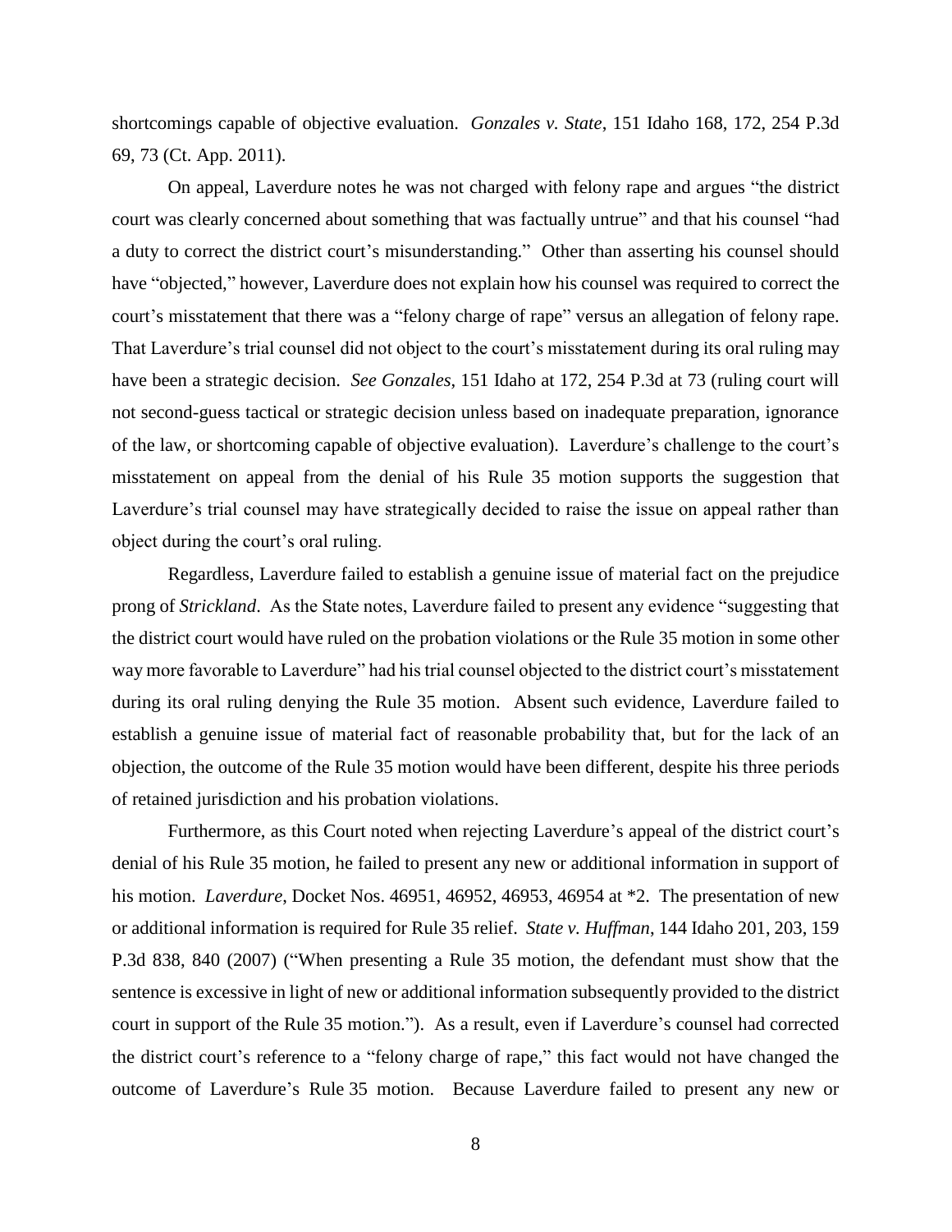shortcomings capable of objective evaluation. *Gonzales v. State*, 151 Idaho 168, 172, 254 P.3d 69, 73 (Ct. App. 2011).

On appeal, Laverdure notes he was not charged with felony rape and argues "the district court was clearly concerned about something that was factually untrue" and that his counsel "had a duty to correct the district court's misunderstanding." Other than asserting his counsel should have "objected," however, Laverdure does not explain how his counsel was required to correct the court's misstatement that there was a "felony charge of rape" versus an allegation of felony rape. That Laverdure's trial counsel did not object to the court's misstatement during its oral ruling may have been a strategic decision. *See Gonzales*, 151 Idaho at 172, 254 P.3d at 73 (ruling court will not second-guess tactical or strategic decision unless based on inadequate preparation, ignorance of the law, or shortcoming capable of objective evaluation). Laverdure's challenge to the court's misstatement on appeal from the denial of his Rule 35 motion supports the suggestion that Laverdure's trial counsel may have strategically decided to raise the issue on appeal rather than object during the court's oral ruling.

Regardless, Laverdure failed to establish a genuine issue of material fact on the prejudice prong of *Strickland*. As the State notes, Laverdure failed to present any evidence "suggesting that the district court would have ruled on the probation violations or the Rule 35 motion in some other way more favorable to Laverdure" had his trial counsel objected to the district court's misstatement during its oral ruling denying the Rule 35 motion. Absent such evidence, Laverdure failed to establish a genuine issue of material fact of reasonable probability that, but for the lack of an objection, the outcome of the Rule 35 motion would have been different, despite his three periods of retained jurisdiction and his probation violations.

Furthermore, as this Court noted when rejecting Laverdure's appeal of the district court's denial of his Rule 35 motion, he failed to present any new or additional information in support of his motion. *Laverdure*, Docket Nos. 46951, 46952, 46953, 46954 at *2. The presentation of new or additional information is required for Rule 35 relief. *State v. Huffman*, 144 Idaho 201, 203, 159 P.3d 838, 840 (2007) ("When presenting a Rule 35 motion, the defendant must show that the sentence is excessive in light of new or additional information subsequently provided to the district court in support of the Rule 35 motion."). As a result, even if Laverdure's counsel had corrected the district court's reference to a "felony charge of rape," this fact would not have changed the outcome of Laverdure's Rule 35 motion. Because Laverdure failed to present any new or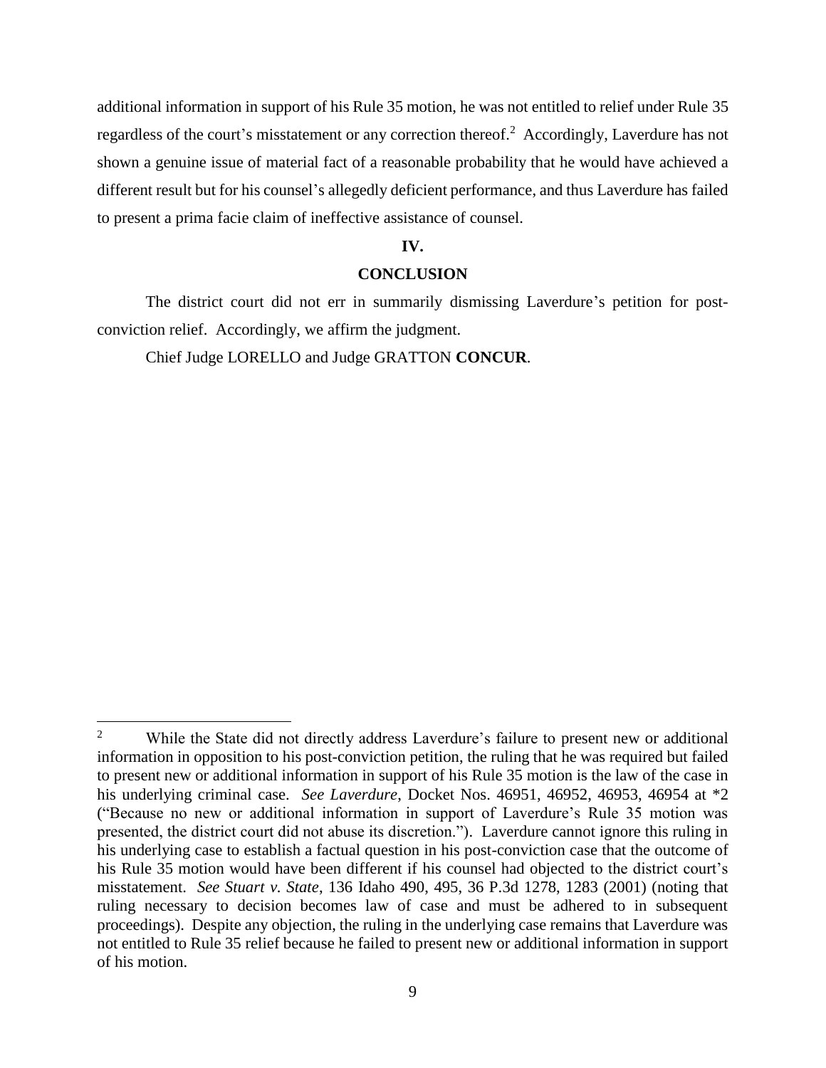additional information in support of his Rule 35 motion, he was not entitled to relief under Rule 35 regardless of the court's misstatement or any correction thereof.[2] Accordingly, Laverdure has not shown a genuine issue of material fact of a reasonable probability that he would have achieved a different result but for his counsel's allegedly deficient performance, and thus Laverdure has failed to present a prima facie claim of ineffective assistance of counsel.

## IV.

## CONCLUSION

The district court did not err in summarily dismissing Laverdure's petition for post-conviction relief. Accordingly, we affirm the judgment.

Chief Judge LORELLO and Judge GRATTON **CONCUR**.

---

[2] While the State did not directly address Laverdure's failure to present new or additional information in opposition to his post-conviction petition, the ruling that he was required but failed to present new or additional information in support of his Rule 35 motion is the law of the case in his underlying criminal case. *See Laverdure*, Docket Nos. 46951, 46952, 46953, 46954 at *2 ("Because no new or additional information in support of Laverdure's Rule 35 motion was presented, the district court did not abuse its discretion."). Laverdure cannot ignore this ruling in his underlying case to establish a factual question in his post-conviction case that the outcome of his Rule 35 motion would have been different if his counsel had objected to the district court's misstatement. *See Stuart v. State*, 136 Idaho 490, 495, 36 P.3d 1278, 1283 (2001) (noting that ruling necessary to decision becomes law of case and must be adhered to in subsequent proceedings). Despite any objection, the ruling in the underlying case remains that Laverdure was not entitled to Rule 35 relief because he failed to present new or additional information in support of his motion.